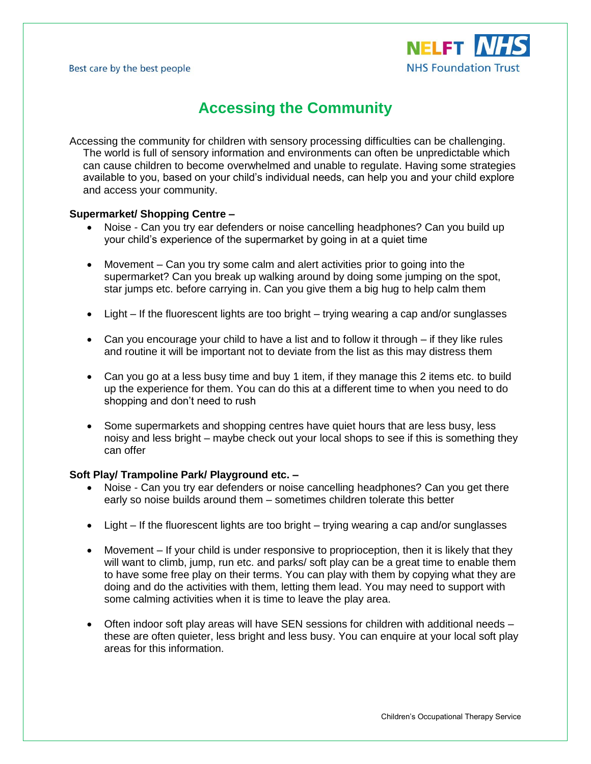# Accessing the Community

Accessing the community for children with sensory processing difficulties can be challenging. The world is full of sensory information and environments can often be unpredictable which can cause children to become overwhelmed and unable to regulate. Having some strategies available to you, based on your child's individual needs, can help you and your child explore and access your community.

**Supermarket/ Shopping Centre –**

- Noise - Can you try ear defenders or noise cancelling headphones? Can you build up your child's experience of the supermarket by going in at a quiet time
- Movement – Can you try some calm and alert activities prior to going into the supermarket? Can you break up walking around by doing some jumping on the spot, star jumps etc. before carrying in. Can you give them a big hug to help calm them
- Light – If the fluorescent lights are too bright – trying wearing a cap and/or sunglasses
- Can you encourage your child to have a list and to follow it through – if they like rules and routine it will be important not to deviate from the list as this may distress them
- Can you go at a less busy time and buy 1 item, if they manage this 2 items etc. to build up the experience for them. You can do this at a different time to when you need to do shopping and don't need to rush
- Some supermarkets and shopping centres have quiet hours that are less busy, less noisy and less bright – maybe check out your local shops to see if this is something they can offer

**Soft Play/ Trampoline Park/ Playground etc. –**

- Noise - Can you try ear defenders or noise cancelling headphones? Can you get there early so noise builds around them – sometimes children tolerate this better
- Light – If the fluorescent lights are too bright – trying wearing a cap and/or sunglasses
- Movement – If your child is under responsive to proprioception, then it is likely that they will want to climb, jump, run etc. and parks/ soft play can be a great time to enable them to have some free play on their terms. You can play with them by copying what they are doing and do the activities with them, letting them lead. You may need to support with some calming activities when it is time to leave the play area.
- Often indoor soft play areas will have SEN sessions for children with additional needs – these are often quieter, less bright and less busy. You can enquire at your local soft play areas for this information.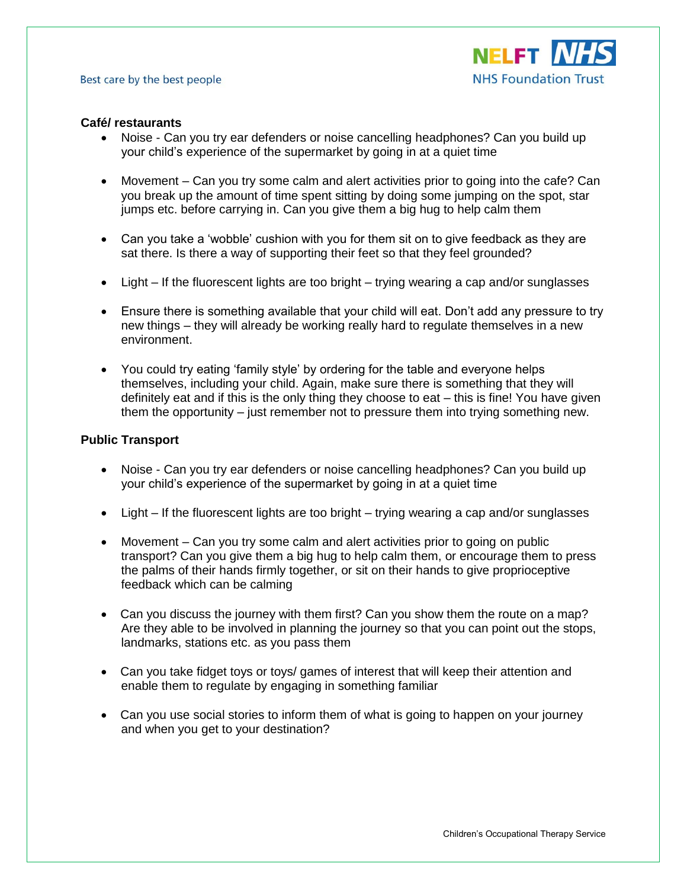**Café/ restaurants**

- Noise - Can you try ear defenders or noise cancelling headphones? Can you build up your child's experience of the supermarket by going in at a quiet time
- Movement – Can you try some calm and alert activities prior to going into the cafe? Can you break up the amount of time spent sitting by doing some jumping on the spot, star jumps etc. before carrying in. Can you give them a big hug to help calm them
- Can you take a 'wobble' cushion with you for them sit on to give feedback as they are sat there. Is there a way of supporting their feet so that they feel grounded?
- Light – If the fluorescent lights are too bright – trying wearing a cap and/or sunglasses
- Ensure there is something available that your child will eat. Don't add any pressure to try new things – they will already be working really hard to regulate themselves in a new environment.
- You could try eating 'family style' by ordering for the table and everyone helps themselves, including your child. Again, make sure there is something that they will definitely eat and if this is the only thing they choose to eat – this is fine! You have given them the opportunity – just remember not to pressure them into trying something new.

**Public Transport**

- Noise - Can you try ear defenders or noise cancelling headphones? Can you build up your child's experience of the supermarket by going in at a quiet time
- Light – If the fluorescent lights are too bright – trying wearing a cap and/or sunglasses
- Movement – Can you try some calm and alert activities prior to going on public transport? Can you give them a big hug to help calm them, or encourage them to press the palms of their hands firmly together, or sit on their hands to give proprioceptive feedback which can be calming
- Can you discuss the journey with them first? Can you show them the route on a map? Are they able to be involved in planning the journey so that you can point out the stops, landmarks, stations etc. as you pass them
- Can you take fidget toys or toys/ games of interest that will keep their attention and enable them to regulate by engaging in something familiar
- Can you use social stories to inform them of what is going to happen on your journey and when you get to your destination?